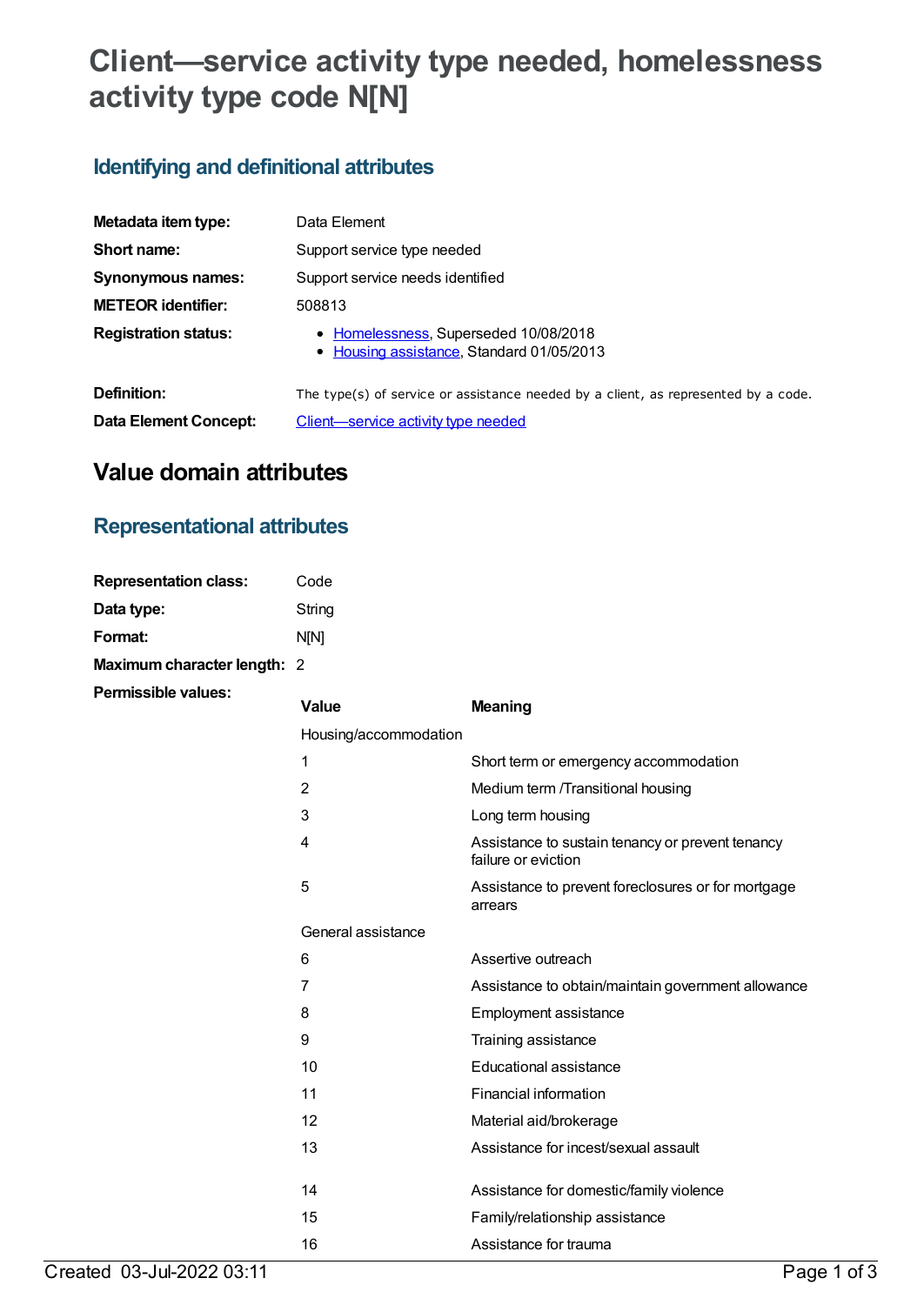# Client—service activity type needed, homelessness activity type code N[N]

## Identifying and definitional attributes

| | |
|---|---|
| **Metadata item type:** | Data Element |
| **Short name:** | Support service type needed |
| **Synonymous names:** | Support service needs identified |
| **METEOR identifier:** | 508813 |
| **Registration status:** | • Homelessness, Superseded 10/08/2018<br>• Housing assistance, Standard 01/05/2013 |
| **Definition:** | The type(s) of service or assistance needed by a client, as represented by a code. |
| **Data Element Concept:** | Client—service activity type needed |

# Value domain attributes

## Representational attributes

| | |
|---|---|
| **Representation class:** | Code |
| **Data type:** | String |
| **Format:** | N[N] |
| **Maximum character length:** | 2 |

**Permissible values:**

| Value | Meaning |
|---|---|
| Housing/accommodation | |
| 1 | Short term or emergency accommodation |
| 2 | Medium term /Transitional housing |
| 3 | Long term housing |
| 4 | Assistance to sustain tenancy or prevent tenancy failure or eviction |
| 5 | Assistance to prevent foreclosures or for mortgage arrears |
| General assistance | |
| 6 | Assertive outreach |
| 7 | Assistance to obtain/maintain government allowance |
| 8 | Employment assistance |
| 9 | Training assistance |
| 10 | Educational assistance |
| 11 | Financial information |
| 12 | Material aid/brokerage |
| 13 | Assistance for incest/sexual assault |
| 14 | Assistance for domestic/family violence |
| 15 | Family/relationship assistance |
| 16 | Assistance for trauma |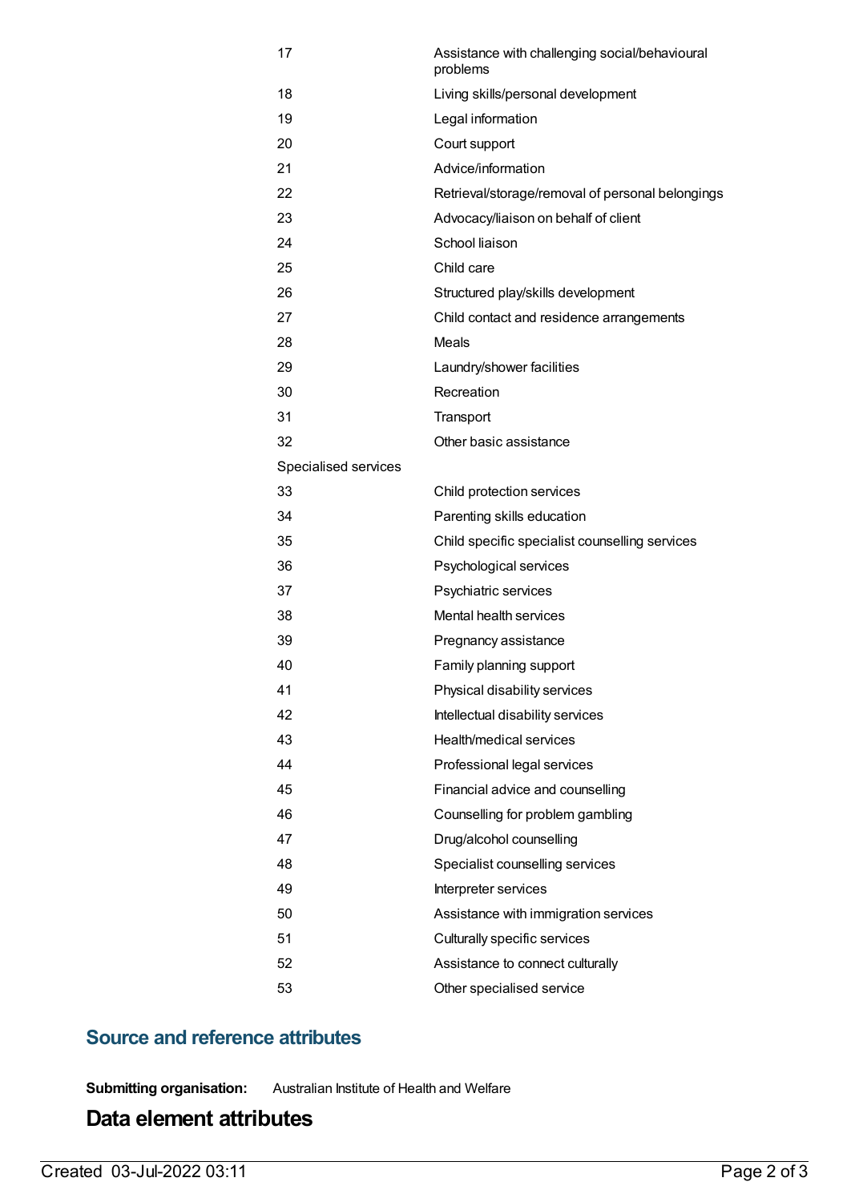| | |
|---|---|
| 17 | Assistance with challenging social/behavioural problems |
| 18 | Living skills/personal development |
| 19 | Legal information |
| 20 | Court support |
| 21 | Advice/information |
| 22 | Retrieval/storage/removal of personal belongings |
| 23 | Advocacy/liaison on behalf of client |
| 24 | School liaison |
| 25 | Child care |
| 26 | Structured play/skills development |
| 27 | Child contact and residence arrangements |
| 28 | Meals |
| 29 | Laundry/shower facilities |
| 30 | Recreation |
| 31 | Transport |
| 32 | Other basic assistance |
| Specialised services | |
| 33 | Child protection services |
| 34 | Parenting skills education |
| 35 | Child specific specialist counselling services |
| 36 | Psychological services |
| 37 | Psychiatric services |
| 38 | Mental health services |
| 39 | Pregnancy assistance |
| 40 | Family planning support |
| 41 | Physical disability services |
| 42 | Intellectual disability services |
| 43 | Health/medical services |
| 44 | Professional legal services |
| 45 | Financial advice and counselling |
| 46 | Counselling for problem gambling |
| 47 | Drug/alcohol counselling |
| 48 | Specialist counselling services |
| 49 | Interpreter services |
| 50 | Assistance with immigration services |
| 51 | Culturally specific services |
| 52 | Assistance to connect culturally |
| 53 | Other specialised service |

## Source and reference attributes

**Submitting organisation:** Australian Institute of Health and Welfare

# Data element attributes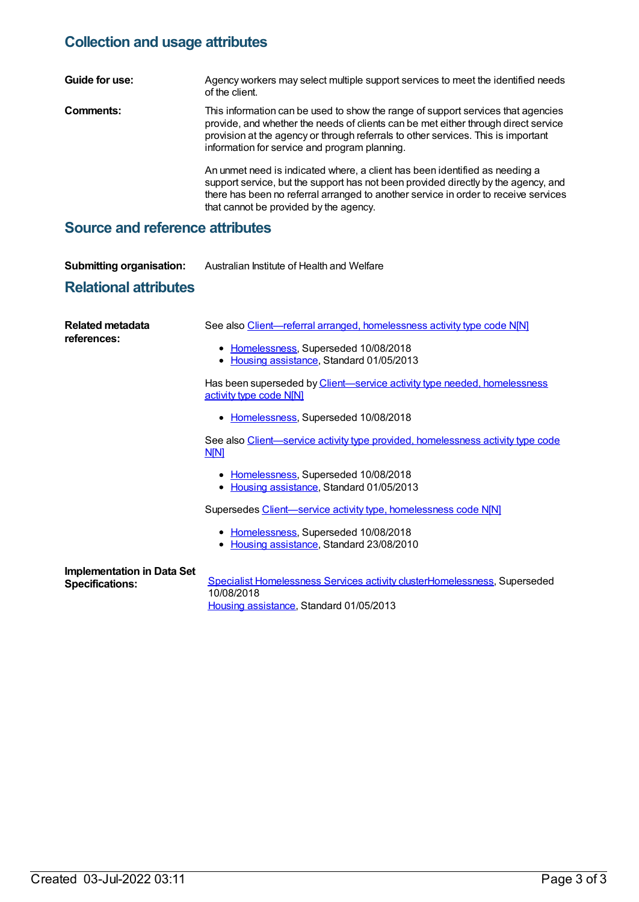## Collection and usage attributes

**Guide for use:** Agency workers may select multiple support services to meet the identified needs of the client.

**Comments:** This information can be used to show the range of support services that agencies provide, and whether the needs of clients can be met either through direct service provision at the agency or through referrals to other services. This is important information for service and program planning.

An unmet need is indicated where, a client has been identified as needing a support service, but the support has not been provided directly by the agency, and there has been no referral arranged to another service in order to receive services that cannot be provided by the agency.

## Source and reference attributes

**Submitting organisation:** Australian Institute of Health and Welfare

## Relational attributes

**Related metadata references:**

See also Client—referral arranged, homelessness activity type code N[N]

- Homelessness, Superseded 10/08/2018
- Housing assistance, Standard 01/05/2013

Has been superseded by Client—service activity type needed, homelessness activity type code N[N]

- Homelessness, Superseded 10/08/2018

See also Client—service activity type provided, homelessness activity type code N[N]

- Homelessness, Superseded 10/08/2018
- Housing assistance, Standard 01/05/2013

Supersedes Client—service activity type, homelessness code N[N]

- Homelessness, Superseded 10/08/2018
- Housing assistance, Standard 23/08/2010

**Implementation in Data Set Specifications:**

Specialist Homelessness Services activity clusterHomelessness, Superseded 10/08/2018

Housing assistance, Standard 01/05/2013